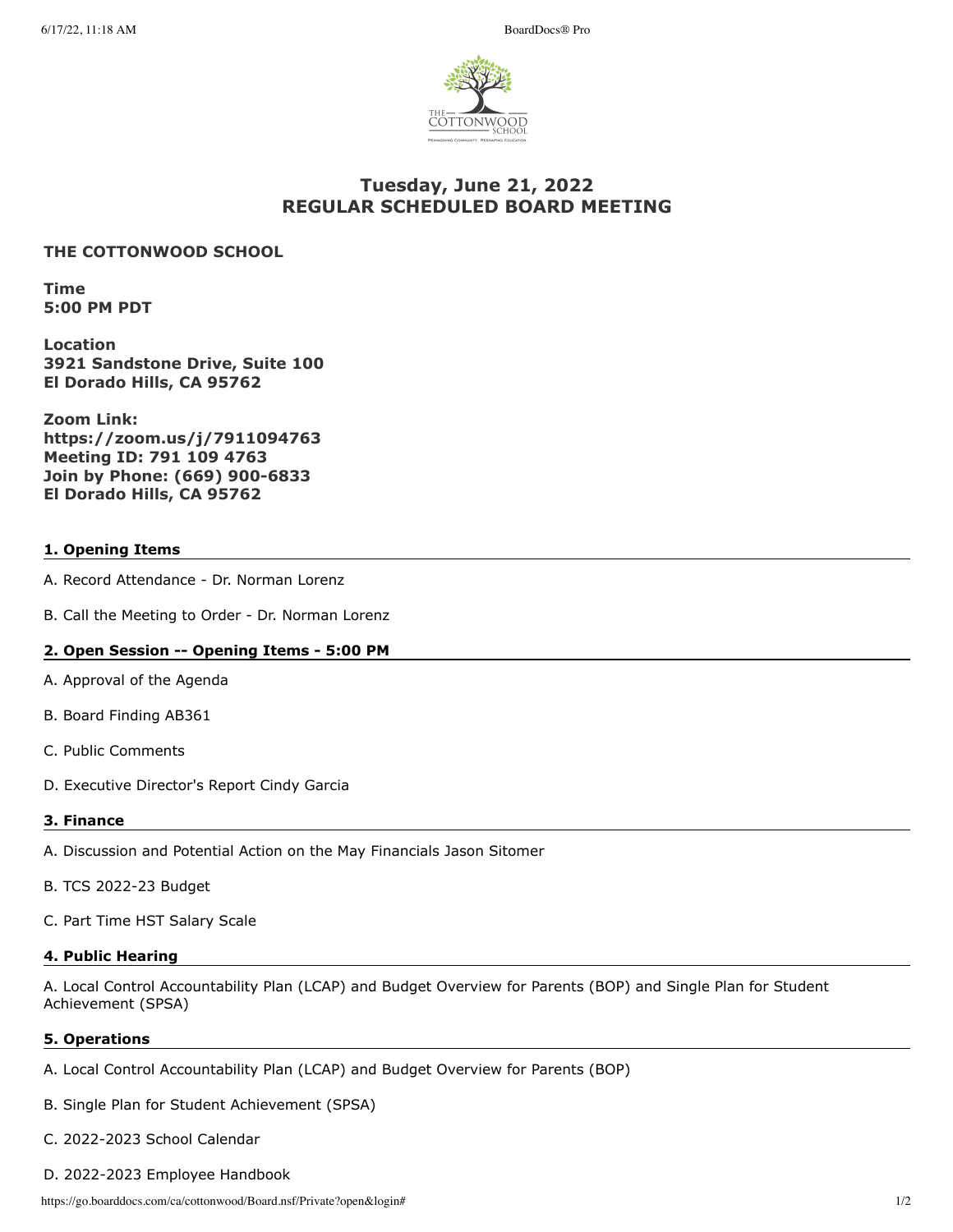# Tuesday, June 21, 2022
# REGULAR SCHEDULED BOARD MEETING

**THE COTTONWOOD SCHOOL**

**Time**
**5:00 PM PDT**

**Location**
**3921 Sandstone Drive, Suite 100**
**El Dorado Hills, CA 95762**

**Zoom Link:**
**https://zoom.us/j/7911094763**
**Meeting ID: 791 109 4763**
**Join by Phone: (669) 900-6833**
**El Dorado Hills, CA 95762**

## 1. Opening Items

A. Record Attendance - Dr. Norman Lorenz

B. Call the Meeting to Order - Dr. Norman Lorenz

## 2. Open Session -- Opening Items - 5:00 PM

A. Approval of the Agenda

B. Board Finding AB361

C. Public Comments

D. Executive Director's Report Cindy Garcia

## 3. Finance

A. Discussion and Potential Action on the May Financials Jason Sitomer

B. TCS 2022-23 Budget

C. Part Time HST Salary Scale

## 4. Public Hearing

A. Local Control Accountability Plan (LCAP) and Budget Overview for Parents (BOP) and Single Plan for Student Achievement (SPSA)

## 5. Operations

A. Local Control Accountability Plan (LCAP) and Budget Overview for Parents (BOP)

B. Single Plan for Student Achievement (SPSA)

C. 2022-2023 School Calendar

D. 2022-2023 Employee Handbook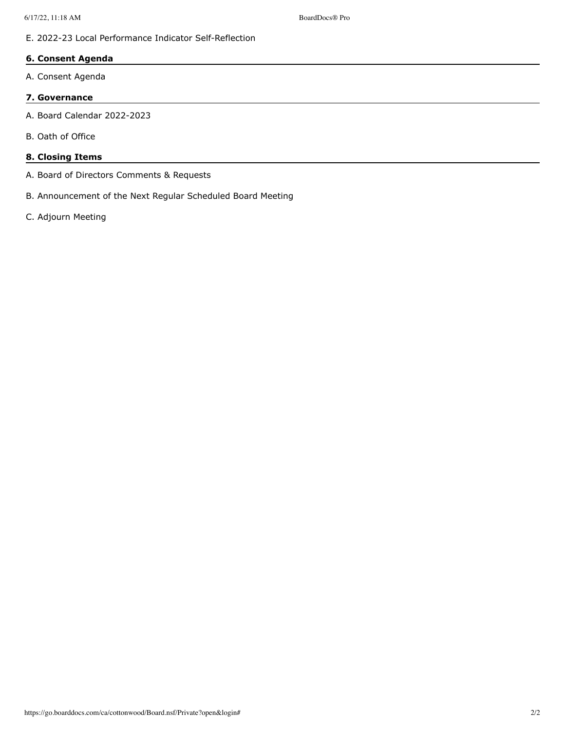E. 2022-23 Local Performance Indicator Self-Reflection

**6. Consent Agenda**

A. Consent Agenda

**7. Governance**

A. Board Calendar 2022-2023

B. Oath of Office

**8. Closing Items**

A. Board of Directors Comments & Requests

B. Announcement of the Next Regular Scheduled Board Meeting

C. Adjourn Meeting